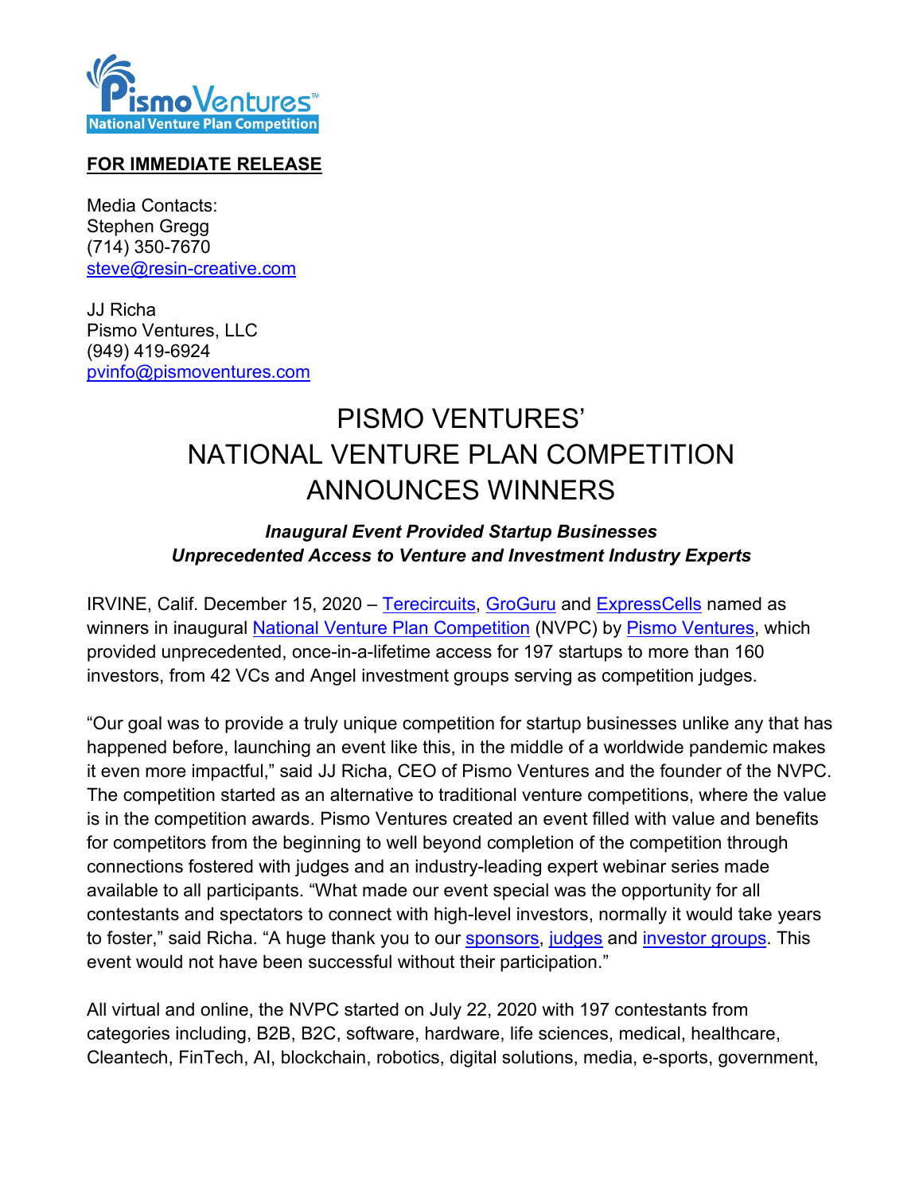**FOR IMMEDIATE RELEASE**

Media Contacts:
Stephen Gregg
(714) 350-7670
steve@resin-creative.com

JJ Richa
Pismo Ventures, LLC
(949) 419-6924
pvinfo@pismoventures.com

# PISMO VENTURES' NATIONAL VENTURE PLAN COMPETITION ANNOUNCES WINNERS

***Inaugural Event Provided Startup Businesses Unprecedented Access to Venture and Investment Industry Experts***

IRVINE, Calif. December 15, 2020 – Terecircuits, GroGuru and ExpressCells named as winners in inaugural National Venture Plan Competition (NVPC) by Pismo Ventures, which provided unprecedented, once-in-a-lifetime access for 197 startups to more than 160 investors, from 42 VCs and Angel investment groups serving as competition judges.

"Our goal was to provide a truly unique competition for startup businesses unlike any that has happened before, launching an event like this, in the middle of a worldwide pandemic makes it even more impactful," said JJ Richa, CEO of Pismo Ventures and the founder of the NVPC. The competition started as an alternative to traditional venture competitions, where the value is in the competition awards. Pismo Ventures created an event filled with value and benefits for competitors from the beginning to well beyond completion of the competition through connections fostered with judges and an industry-leading expert webinar series made available to all participants. "What made our event special was the opportunity for all contestants and spectators to connect with high-level investors, normally it would take years to foster," said Richa. "A huge thank you to our sponsors, judges and investor groups. This event would not have been successful without their participation."

All virtual and online, the NVPC started on July 22, 2020 with 197 contestants from categories including, B2B, B2C, software, hardware, life sciences, medical, healthcare, Cleantech, FinTech, AI, blockchain, robotics, digital solutions, media, e-sports, government,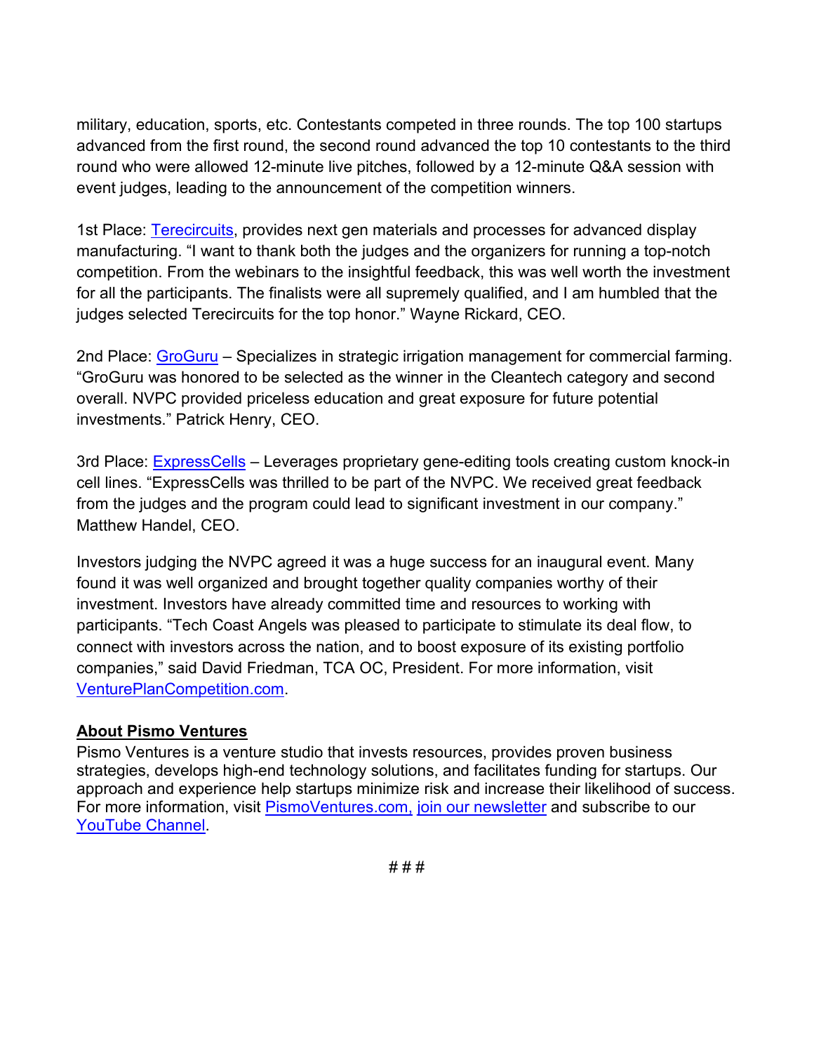military, education, sports, etc. Contestants competed in three rounds. The top 100 startups advanced from the first round, the second round advanced the top 10 contestants to the third round who were allowed 12-minute live pitches, followed by a 12-minute Q&A session with event judges, leading to the announcement of the competition winners.

1st Place: Terecircuits, provides next gen materials and processes for advanced display manufacturing. “I want to thank both the judges and the organizers for running a top-notch competition. From the webinars to the insightful feedback, this was well worth the investment for all the participants. The finalists were all supremely qualified, and I am humbled that the judges selected Terecircuits for the top honor.” Wayne Rickard, CEO.

2nd Place: GroGuru – Specializes in strategic irrigation management for commercial farming. “GroGuru was honored to be selected as the winner in the Cleantech category and second overall. NVPC provided priceless education and great exposure for future potential investments.” Patrick Henry, CEO.

3rd Place: ExpressCells – Leverages proprietary gene-editing tools creating custom knock-in cell lines. “ExpressCells was thrilled to be part of the NVPC. We received great feedback from the judges and the program could lead to significant investment in our company.” Matthew Handel, CEO.

Investors judging the NVPC agreed it was a huge success for an inaugural event. Many found it was well organized and brought together quality companies worthy of their investment. Investors have already committed time and resources to working with participants. “Tech Coast Angels was pleased to participate to stimulate its deal flow, to connect with investors across the nation, and to boost exposure of its existing portfolio companies,” said David Friedman, TCA OC, President. For more information, visit VenturePlanCompetition.com.

**About Pismo Ventures**

Pismo Ventures is a venture studio that invests resources, provides proven business strategies, develops high-end technology solutions, and facilitates funding for startups. Our approach and experience help startups minimize risk and increase their likelihood of success. For more information, visit PismoVentures.com, join our newsletter and subscribe to our YouTube Channel.

# # #